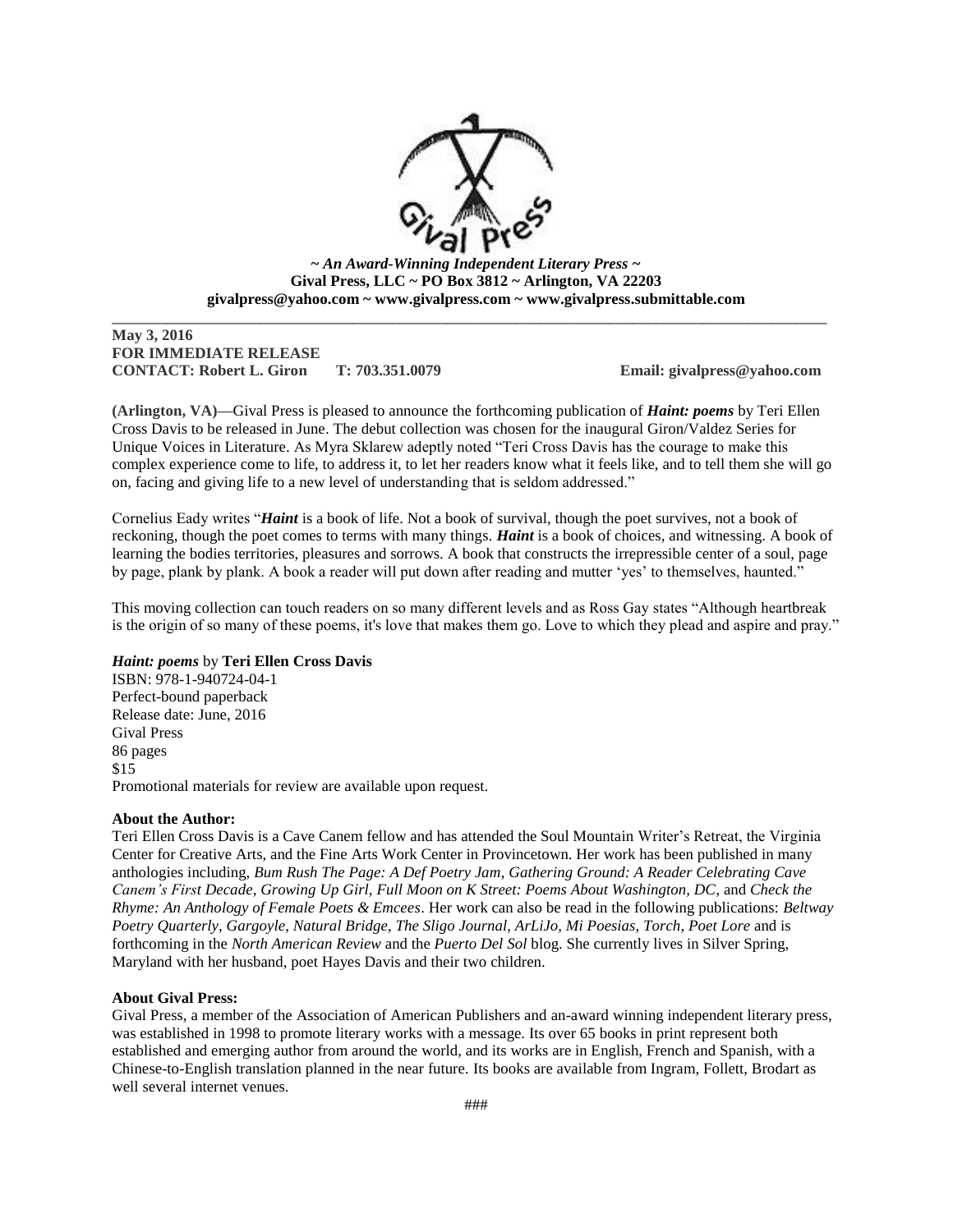*~ An Award-Winning Independent Literary Press ~*
**Gival Press, LLC ~ PO Box 3812 ~ Arlington, VA 22203**
**givalpress@yahoo.com ~ www.givalpress.com ~ www.givalpress.submittable.com**

---

**May 3, 2016**
**FOR IMMEDIATE RELEASE**
**CONTACT: Robert L. Giron T: 703.351.0079 Email: givalpress@yahoo.com**

**(Arlington, VA)**—Gival Press is pleased to announce the forthcoming publication of ***Haint: poems*** by Teri Ellen Cross Davis to be released in June. The debut collection was chosen for the inaugural Giron/Valdez Series for Unique Voices in Literature. As Myra Sklarew adeptly noted "Teri Cross Davis has the courage to make this complex experience come to life, to address it, to let her readers know what it feels like, and to tell them she will go on, facing and giving life to a new level of understanding that is seldom addressed."

Cornelius Eady writes "***Haint*** is a book of life. Not a book of survival, though the poet survives, not a book of reckoning, though the poet comes to terms with many things. ***Haint*** is a book of choices, and witnessing. A book of learning the bodies territories, pleasures and sorrows. A book that constructs the irrepressible center of a soul, page by page, plank by plank. A book a reader will put down after reading and mutter 'yes' to themselves, haunted."

This moving collection can touch readers on so many different levels and as Ross Gay states "Although heartbreak is the origin of so many of these poems, it's love that makes them go. Love to which they plead and aspire and pray."

***Haint: poems*** by **Teri Ellen Cross Davis**
ISBN: 978-1-940724-04-1
Perfect-bound paperback
Release date: June, 2016
Gival Press
86 pages
$15
Promotional materials for review are available upon request.

**About the Author:**
Teri Ellen Cross Davis is a Cave Canem fellow and has attended the Soul Mountain Writer's Retreat, the Virginia Center for Creative Arts, and the Fine Arts Work Center in Provincetown. Her work has been published in many anthologies including, *Bum Rush The Page: A Def Poetry Jam*, *Gathering Ground: A Reader Celebrating Cave Canem's First Decade*, *Growing Up Girl*, *Full Moon on K Street: Poems About Washington, DC*, and *Check the Rhyme: An Anthology of Female Poets & Emcees*. Her work can also be read in the following publications: *Beltway Poetry Quarterly*, *Gargoyle*, *Natural Bridge*, *The Sligo Journal*, *ArLiJo*, *Mi Poesias*, *Torch*, *Poet Lore* and is forthcoming in the *North American Review* and the *Puerto Del Sol* blog. She currently lives in Silver Spring, Maryland with her husband, poet Hayes Davis and their two children.

**About Gival Press:**
Gival Press, a member of the Association of American Publishers and an-award winning independent literary press, was established in 1998 to promote literary works with a message. Its over 65 books in print represent both established and emerging author from around the world, and its works are in English, French and Spanish, with a Chinese-to-English translation planned in the near future. Its books are available from Ingram, Follett, Brodart as well several internet venues.

###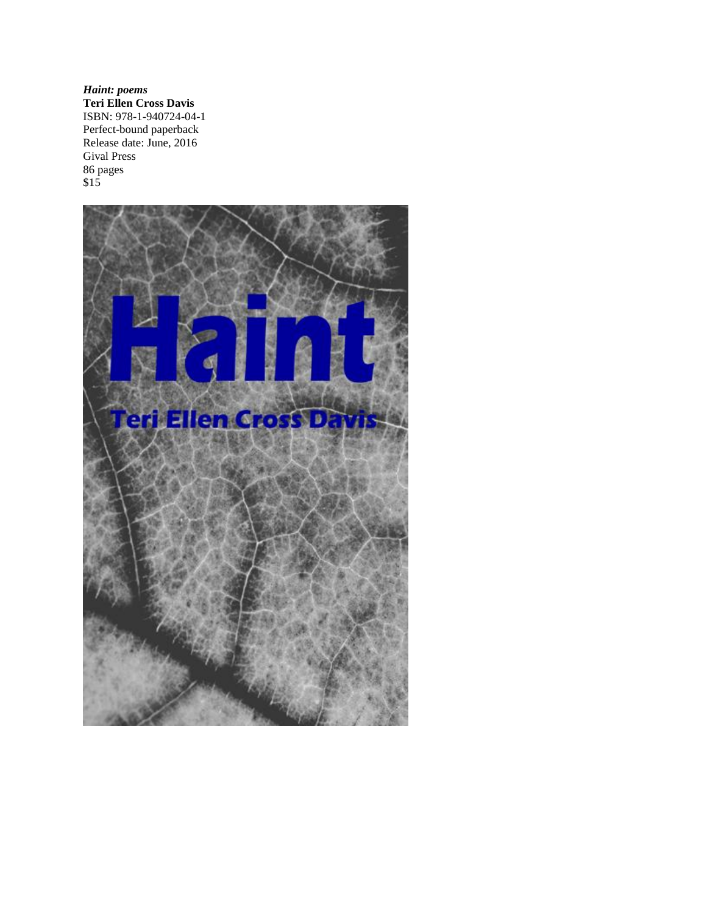***Haint: poems***
**Teri Ellen Cross Davis**
ISBN: 978-1-940724-04-1
Perfect-bound paperback
Release date: June, 2016
Gival Press
86 pages
$15